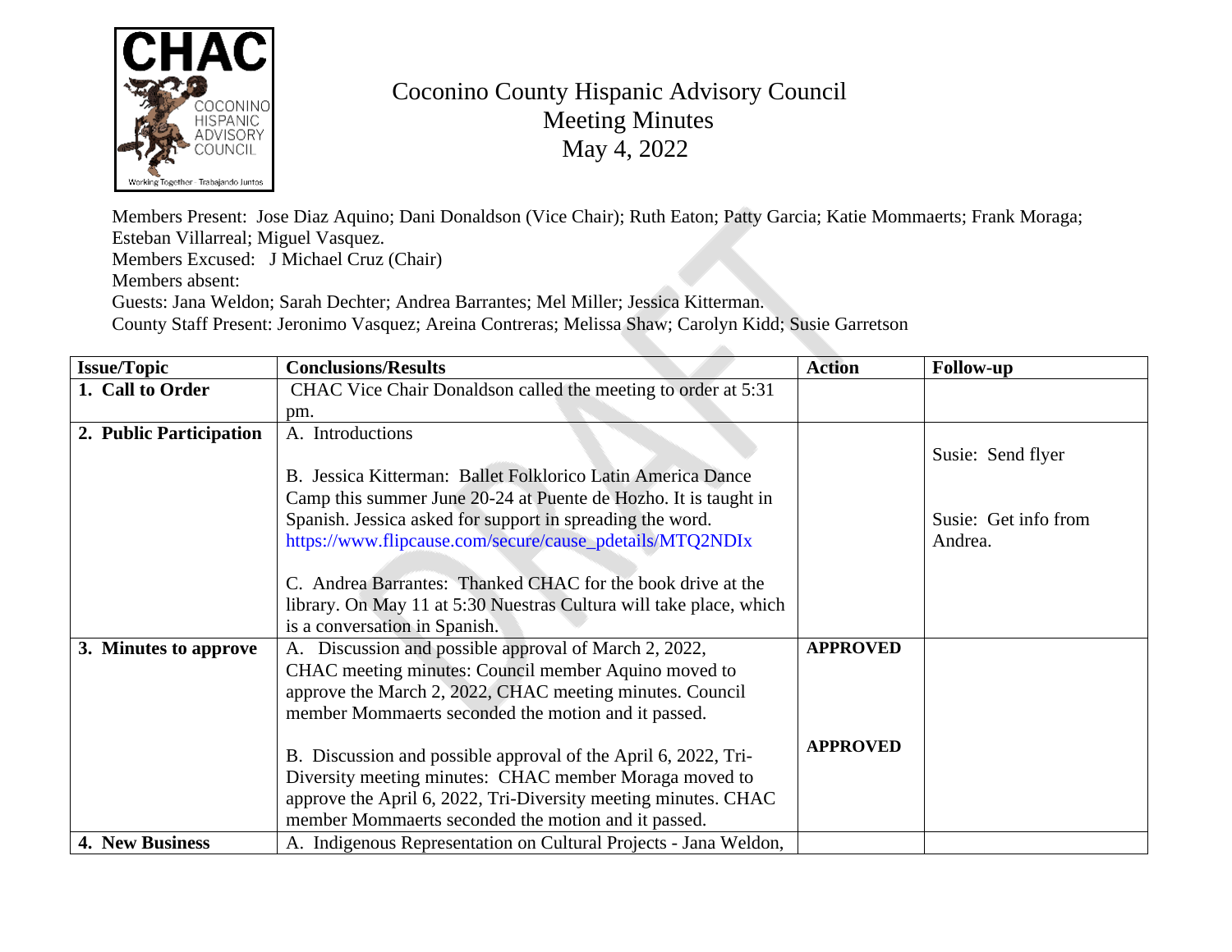# Coconino County Hispanic Advisory Council
## Meeting Minutes
## May 4, 2022

Members Present: Jose Diaz Aquino; Dani Donaldson (Vice Chair); Ruth Eaton; Patty Garcia; Katie Mommaerts; Frank Moraga; Esteban Villarreal; Miguel Vasquez.
Members Excused: J Michael Cruz (Chair)
Members absent:
Guests: Jana Weldon; Sarah Dechter; Andrea Barrantes; Mel Miller; Jessica Kitterman.
County Staff Present: Jeronimo Vasquez; Areina Contreras; Melissa Shaw; Carolyn Kidd; Susie Garretson

| Issue/Topic | Conclusions/Results | Action | Follow-up |
|---|---|---|---|
| **1. Call to Order** | CHAC Vice Chair Donaldson called the meeting to order at 5:31 pm. | | |
| **2. Public Participation** | A. Introductions<br><br>B. Jessica Kitterman: Ballet Folklorico Latin America Dance Camp this summer June 20-24 at Puente de Hozho. It is taught in Spanish. Jessica asked for support in spreading the word. https://www.flipcause.com/secure/cause_pdetails/MTQ2NDIx<br><br>C. Andrea Barrantes: Thanked CHAC for the book drive at the library. On May 11 at 5:30 Nuestras Cultura will take place, which is a conversation in Spanish. | | Susie: Send flyer<br><br>Susie: Get info from Andrea. |
| **3. Minutes to approve** | A. Discussion and possible approval of March 2, 2022, CHAC meeting minutes: Council member Aquino moved to approve the March 2, 2022, CHAC meeting minutes. Council member Mommaerts seconded the motion and it passed.<br><br>B. Discussion and possible approval of the April 6, 2022, Tri-Diversity meeting minutes: CHAC member Moraga moved to approve the April 6, 2022, Tri-Diversity meeting minutes. CHAC member Mommaerts seconded the motion and it passed. | **APPROVED**<br><br>**APPROVED** | |
| **4. New Business** | A. Indigenous Representation on Cultural Projects - Jana Weldon, | | |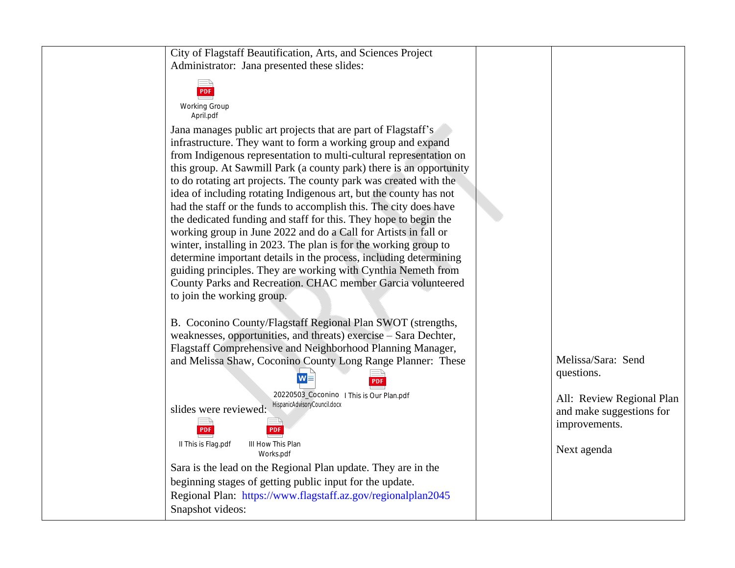| | | | |
|---|---|---|---|
| | City of Flagstaff Beautification, Arts, and Sciences Project Administrator: Jana presented these slides:<br><br>Working Group April.pdf<br><br>Jana manages public art projects that are part of Flagstaff's infrastructure. They want to form a working group and expand from Indigenous representation to multi-cultural representation on this group. At Sawmill Park (a county park) there is an opportunity to do rotating art projects. The county park was created with the idea of including rotating Indigenous art, but the county has not had the staff or the funds to accomplish this. The city does have the dedicated funding and staff for this. They hope to begin the working group in June 2022 and do a Call for Artists in fall or winter, installing in 2023. The plan is for the working group to determine important details in the process, including determining guiding principles. They are working with Cynthia Nemeth from County Parks and Recreation. CHAC member Garcia volunteered to join the working group.<br><br>B. Coconino County/Flagstaff Regional Plan SWOT (strengths, weaknesses, opportunities, and threats) exercise – Sara Dechter, Flagstaff Comprehensive and Neighborhood Planning Manager, and Melissa Shaw, Coconino County Long Range Planner: These slides were reviewed:<br><br>20220503_CoconinoHispanicAdvisoryCouncil.docx<br>I This is Our Plan.pdf<br>II This is Flag.pdf<br>III How This Plan Works.pdf<br><br>Sara is the lead on the Regional Plan update. They are in the beginning stages of getting public input for the update.<br>Regional Plan: https://www.flagstaff.az.gov/regionalplan2045<br>Snapshot videos: | | Melissa/Sara: Send questions.<br><br>All: Review Regional Plan and make suggestions for improvements.<br><br>Next agenda |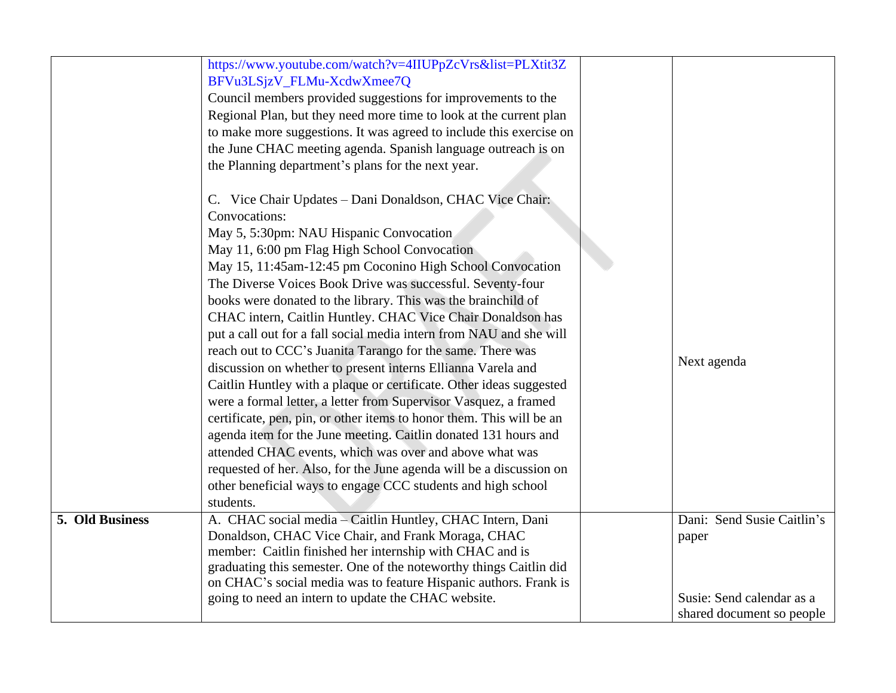| | | | |
|---|---|---|---|
| | https://www.youtube.com/watch?v=4IIUPpZcVrs&list=PLXtit3ZBFVu3LSjzV_FLMu-XcdwXmee7Q<br>Council members provided suggestions for improvements to the Regional Plan, but they need more time to look at the current plan to make more suggestions. It was agreed to include this exercise on the June CHAC meeting agenda. Spanish language outreach is on the Planning department's plans for the next year.<br><br>C. Vice Chair Updates – Dani Donaldson, CHAC Vice Chair: Convocations:<br>May 5, 5:30pm: NAU Hispanic Convocation<br>May 11, 6:00 pm Flag High School Convocation<br>May 15, 11:45am-12:45 pm Coconino High School Convocation<br>The Diverse Voices Book Drive was successful. Seventy-four books were donated to the library. This was the brainchild of CHAC intern, Caitlin Huntley. CHAC Vice Chair Donaldson has put a call out for a fall social media intern from NAU and she will reach out to CCC's Juanita Tarango for the same. There was discussion on whether to present interns Ellianna Varela and Caitlin Huntley with a plaque or certificate. Other ideas suggested were a formal letter, a letter from Supervisor Vasquez, a framed certificate, pen, pin, or other items to honor them. This will be an agenda item for the June meeting. Caitlin donated 131 hours and attended CHAC events, which was over and above what was requested of her. Also, for the June agenda will be a discussion on other beneficial ways to engage CCC students and high school students. | | Next agenda |
| **5. Old Business** | A. CHAC social media – Caitlin Huntley, CHAC Intern, Dani Donaldson, CHAC Vice Chair, and Frank Moraga, CHAC member: Caitlin finished her internship with CHAC and is graduating this semester. One of the noteworthy things Caitlin did on CHAC's social media was to feature Hispanic authors. Frank is going to need an intern to update the CHAC website. | | Dani: Send Susie Caitlin's paper<br><br>Susie: Send calendar as a shared document so people |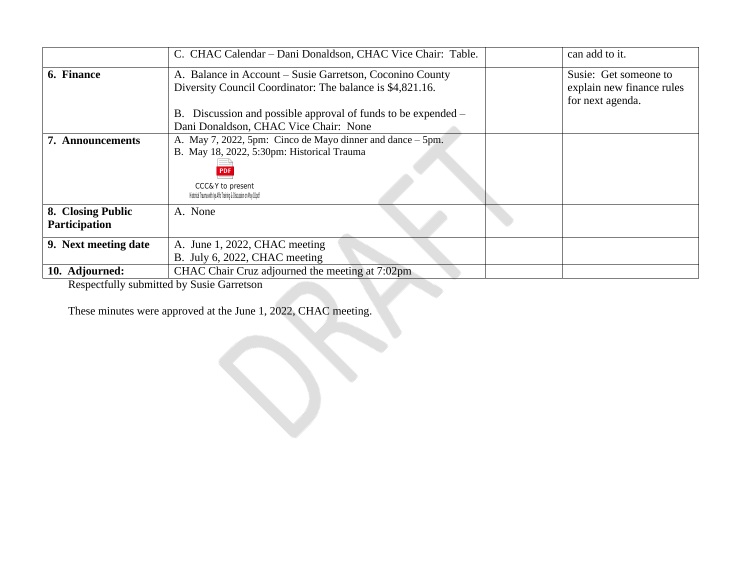| | | | |
|---|---|---|---|
| | C. CHAC Calendar – Dani Donaldson, CHAC Vice Chair: Table. | | can add to it. |
| **6. Finance** | A. Balance in Account – Susie Garretson, Coconino County Diversity Council Coordinator: The balance is $4,821.16.<br><br>B. Discussion and possible approval of funds to be expended – Dani Donaldson, CHAC Vice Chair: None | | Susie: Get someone to explain new finance rules for next agenda. |
| **7. Announcements** | A. May 7, 2022, 5pm: Cinco de Mayo dinner and dance – 5pm.<br>B. May 18, 2022, 5:30pm: Historical Trauma<br>CCC&Y to present<br>Historical Trauma with Ije Afo Training & Discussion on May 18.pdf | | |
| **8. Closing Public Participation** | A. None | | |
| **9. Next meeting date** | A. June 1, 2022, CHAC meeting<br>B. July 6, 2022, CHAC meeting | | |
| **10. Adjourned:** | CHAC Chair Cruz adjourned the meeting at 7:02pm | | |

Respectfully submitted by Susie Garretson

These minutes were approved at the June 1, 2022, CHAC meeting.